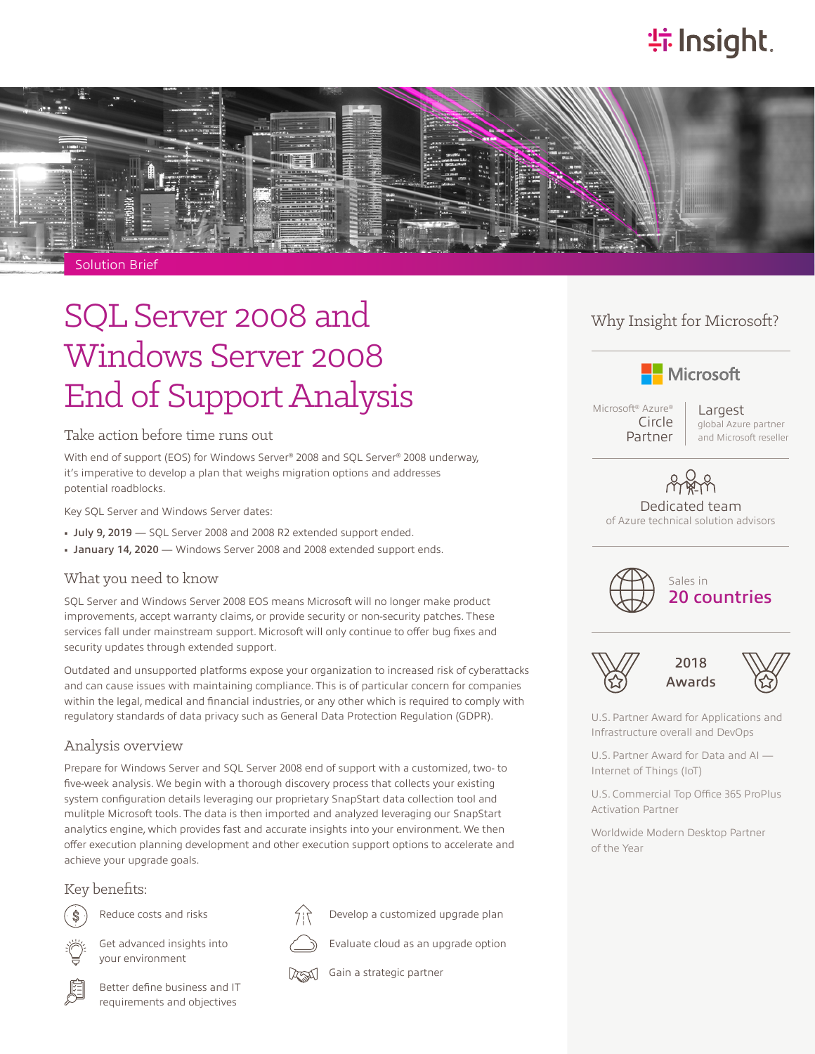Insight.

Solution Brief

# SQL Server 2008 and Windows Server 2008 End of Support Analysis

## Take action before time runs out

With end of support (EOS) for Windows Server® 2008 and SQL Server® 2008 underway, it's imperative to develop a plan that weighs migration options and addresses potential roadblocks.

Key SQL Server and Windows Server dates:

- **July 9, 2019** — SQL Server 2008 and 2008 R2 extended support ended.
- **January 14, 2020** — Windows Server 2008 and 2008 extended support ends.

## What you need to know

SQL Server and Windows Server 2008 EOS means Microsoft will no longer make product improvements, accept warranty claims, or provide security or non-security patches. These services fall under mainstream support. Microsoft will only continue to offer bug fixes and security updates through extended support.

Outdated and unsupported platforms expose your organization to increased risk of cyberattacks and can cause issues with maintaining compliance. This is of particular concern for companies within the legal, medical and financial industries, or any other which is required to comply with regulatory standards of data privacy such as General Data Protection Regulation (GDPR).

## Analysis overview

Prepare for Windows Server and SQL Server 2008 end of support with a customized, two- to five-week analysis. We begin with a thorough discovery process that collects your existing system configuration details leveraging our proprietary SnapStart data collection tool and mulitple Microsoft tools. The data is then imported and analyzed leveraging our SnapStart analytics engine, which provides fast and accurate insights into your environment. We then offer execution planning development and other execution support options to accelerate and achieve your upgrade goals.

## Key benefits:

- Reduce costs and risks
- Get advanced insights into your environment
- Better define business and IT requirements and objectives
- Develop a customized upgrade plan
- Evaluate cloud as an upgrade option
- Gain a strategic partner

## Why Insight for Microsoft?

Microsoft

Microsoft® Azure® Circle Partner

Largest global Azure partner and Microsoft reseller

Dedicated team of Azure technical solution advisors

Sales in **20 countries**

2018 Awards

U.S. Partner Award for Applications and Infrastructure overall and DevOps

U.S. Partner Award for Data and AI — Internet of Things (IoT)

U.S. Commercial Top Office 365 ProPlus Activation Partner

Worldwide Modern Desktop Partner of the Year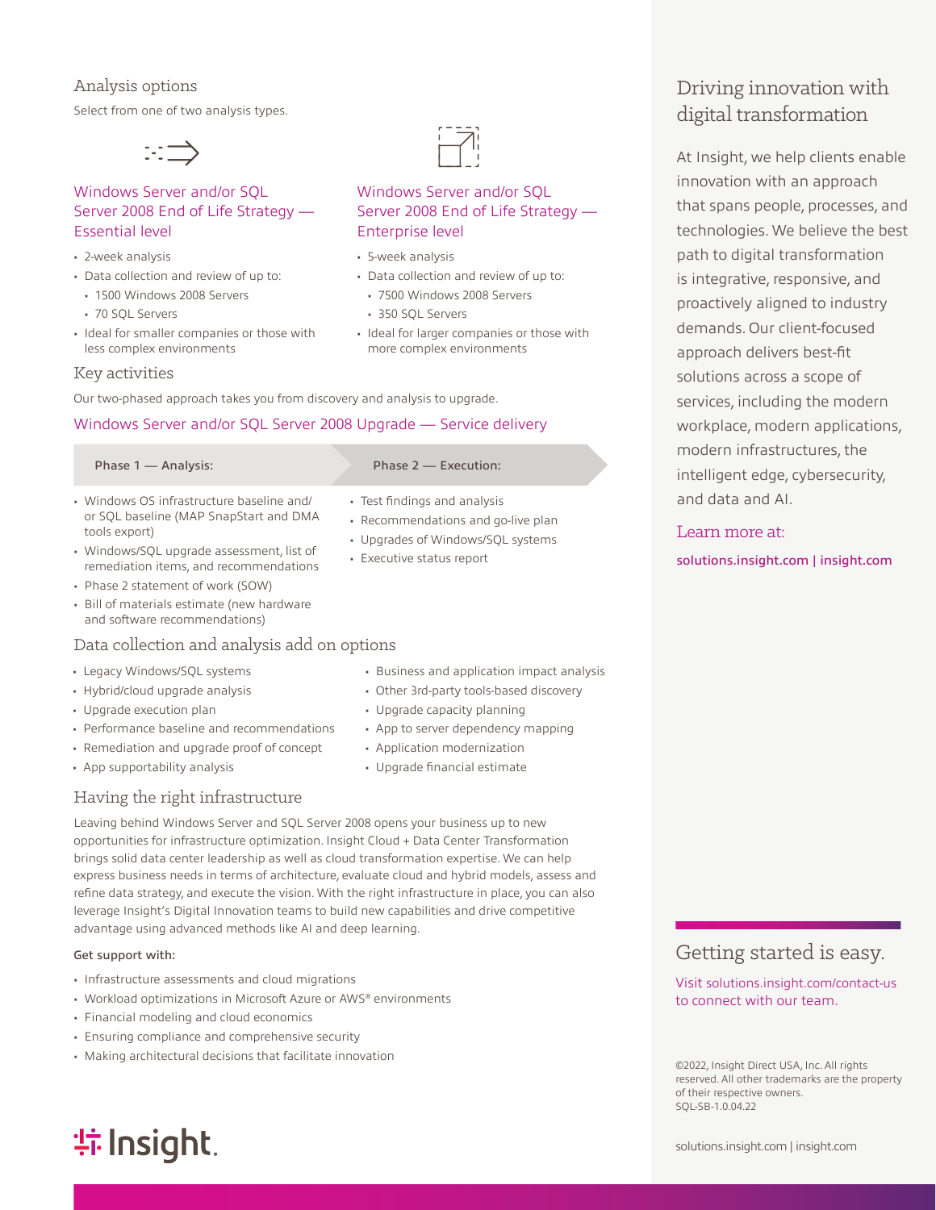## Analysis options

Select from one of two analysis types.

### Windows Server and/or SQL Server 2008 End of Life Strategy — Essential level

- 2-week analysis
- Data collection and review of up to:
  - 1500 Windows 2008 Servers
  - 70 SQL Servers
- Ideal for smaller companies or those with less complex environments

### Windows Server and/or SQL Server 2008 End of Life Strategy — Enterprise level

- 5-week analysis
- Data collection and review of up to:
  - 7500 Windows 2008 Servers
  - 350 SQL Servers
- Ideal for larger companies or those with more complex environments

## Key activities

Our two-phased approach takes you from discovery and analysis to upgrade.

### Windows Server and/or SQL Server 2008 Upgrade — Service delivery

**Phase 1 — Analysis:**

- Windows OS infrastructure baseline and/or SQL baseline (MAP SnapStart and DMA tools export)
- Windows/SQL upgrade assessment, list of remediation items, and recommendations
- Phase 2 statement of work (SOW)
- Bill of materials estimate (new hardware and software recommendations)

**Phase 2 — Execution:**

- Test findings and analysis
- Recommendations and go-live plan
- Upgrades of Windows/SQL systems
- Executive status report

## Data collection and analysis add on options

- Legacy Windows/SQL systems
- Hybrid/cloud upgrade analysis
- Upgrade execution plan
- Performance baseline and recommendations
- Remediation and upgrade proof of concept
- App supportability analysis
- Business and application impact analysis
- Other 3rd-party tools-based discovery
- Upgrade capacity planning
- App to server dependency mapping
- Application modernization
- Upgrade financial estimate

## Having the right infrastructure

Leaving behind Windows Server and SQL Server 2008 opens your business up to new opportunities for infrastructure optimization. Insight Cloud + Data Center Transformation brings solid data center leadership as well as cloud transformation expertise. We can help express business needs in terms of architecture, evaluate cloud and hybrid models, assess and refine data strategy, and execute the vision. With the right infrastructure in place, you can also leverage Insight's Digital Innovation teams to build new capabilities and drive competitive advantage using advanced methods like AI and deep learning.

**Get support with:**

- Infrastructure assessments and cloud migrations
- Workload optimizations in Microsoft Azure or AWS® environments
- Financial modeling and cloud economics
- Ensuring compliance and comprehensive security
- Making architectural decisions that facilitate innovation

## Driving innovation with digital transformation

At Insight, we help clients enable innovation with an approach that spans people, processes, and technologies. We believe the best path to digital transformation is integrative, responsive, and proactively aligned to industry demands. Our client-focused approach delivers best-fit solutions across a scope of services, including the modern workplace, modern applications, modern infrastructures, the intelligent edge, cybersecurity, and data and AI.

Learn more at:

solutions.insight.com | insight.com

## Getting started is easy.

Visit solutions.insight.com/contact-us to connect with our team.

©2022, Insight Direct USA, Inc. All rights reserved. All other trademarks are the property of their respective owners.
SQL-SB-1.0.04.22

Insight.

solutions.insight.com | insight.com